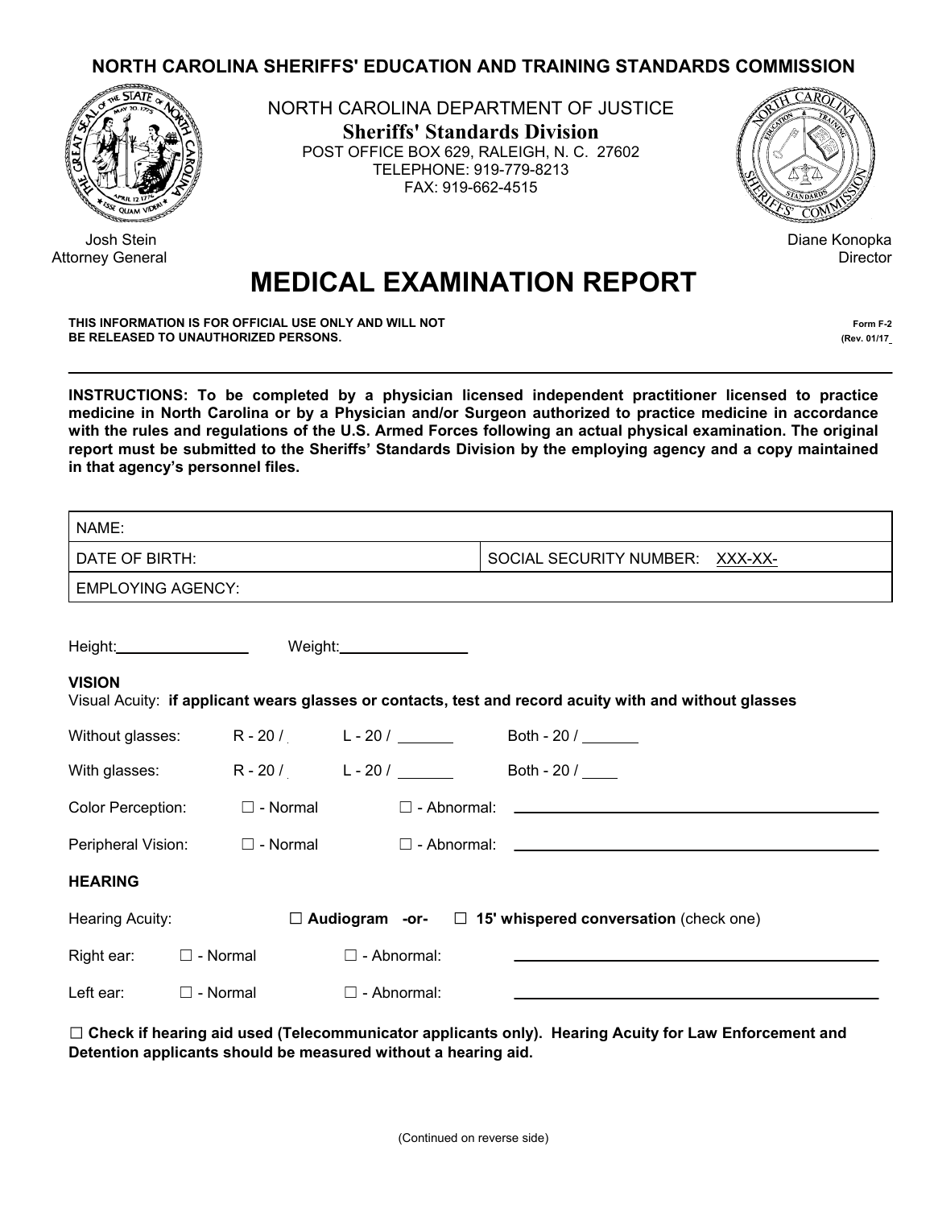**NORTH CAROLINA SHERIFFS' EDUCATION AND TRAINING STANDARDS COMMISSION**

NORTH CAROLINA DEPARTMENT OF JUSTICE
**Sheriffs' Standards Division**
POST OFFICE BOX 629, RALEIGH, N. C. 27602
TELEPHONE: 919-779-8213
FAX: 919-662-4515

Josh Stein
Attorney General

Diane Konopka
Director

# MEDICAL EXAMINATION REPORT

**THIS INFORMATION IS FOR OFFICIAL USE ONLY AND WILL NOT BE RELEASED TO UNAUTHORIZED PERSONS.**

**Form F-2**
**(Rev. 01/17**

---

**INSTRUCTIONS: To be completed by a physician licensed independent practitioner licensed to practice medicine in North Carolina or by a Physician and/or Surgeon authorized to practice medicine in accordance with the rules and regulations of the U.S. Armed Forces following an actual physical examination. The original report must be submitted to the Sheriffs' Standards Division by the employing agency and a copy maintained in that agency's personnel files.**

| NAME: | |
|---|---|
| DATE OF BIRTH: | SOCIAL SECURITY NUMBER: XXX-XX- |
| EMPLOYING AGENCY: | |

Height:________________ Weight:________________

**VISION**

Visual Acuity: **if applicant wears glasses or contacts, test and record acuity with and without glasses**

Without glasses: R - 20 / L - 20 / _______ Both - 20 / _______

With glasses: R - 20 / L - 20 / _______ Both - 20 / _____

Color Perception: ☐ - Normal ☐ - Abnormal: ________________________________

Peripheral Vision: ☐ - Normal ☐ - Abnormal: ________________________________

**HEARING**

Hearing Acuity: ☐ **Audiogram -or-** ☐ **15' whispered conversation** (check one)

Right ear: ☐ - Normal ☐ - Abnormal: ________________________________

Left ear: ☐ - Normal ☐ - Abnormal: ________________________________

☐ **Check if hearing aid used (Telecommunicator applicants only). Hearing Acuity for Law Enforcement and Detention applicants should be measured without a hearing aid.**

(Continued on reverse side)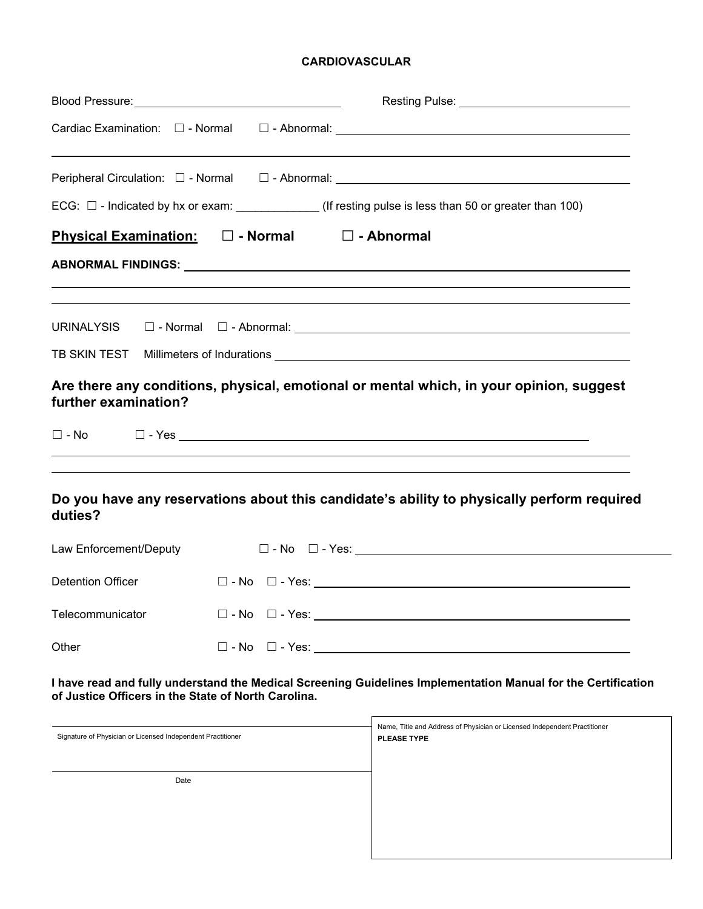## CARDIOVASCULAR

Blood Pressure: \_\_\_\_\_\_\_\_\_\_\_\_\_\_\_\_\_\_\_\_ Resting Pulse: \_\_\_\_\_\_\_\_\_\_\_\_\_\_\_\_\_\_\_\_

Cardiac Examination: ☐ - Normal ☐ - Abnormal: \_\_\_\_\_\_\_\_\_\_\_\_\_\_\_\_\_\_\_\_

Peripheral Circulation: ☐ - Normal ☐ - Abnormal: \_\_\_\_\_\_\_\_\_\_\_\_\_\_\_\_\_\_\_\_

ECG: ☐ - Indicated by hx or exam: \_\_\_\_\_\_\_\_\_\_\_\_\_ (If resting pulse is less than 50 or greater than 100)

## Physical Examination: ☐ - Normal ☐ - Abnormal

**ABNORMAL FINDINGS:** \_\_\_\_\_\_\_\_\_\_\_\_\_\_\_\_\_\_\_\_

URINALYSIS ☐ - Normal ☐ - Abnormal: \_\_\_\_\_\_\_\_\_\_\_\_\_\_\_\_\_\_\_\_

TB SKIN TEST Millimeters of Indurations \_\_\_\_\_\_\_\_\_\_\_\_\_\_\_\_\_\_\_\_

### Are there any conditions, physical, emotional or mental which, in your opinion, suggest further examination?

☐ - No ☐ - Yes \_\_\_\_\_\_\_\_\_\_\_\_\_\_\_\_\_\_\_\_

### Do you have any reservations about this candidate's ability to physically perform required duties?

Law Enforcement/Deputy ☐ - No ☐ - Yes: \_\_\_\_\_\_\_\_\_\_\_\_\_\_\_\_\_\_\_\_

Detention Officer ☐ - No ☐ - Yes: \_\_\_\_\_\_\_\_\_\_\_\_\_\_\_\_\_\_\_\_

Telecommunicator ☐ - No ☐ - Yes: \_\_\_\_\_\_\_\_\_\_\_\_\_\_\_\_\_\_\_\_

Other ☐ - No ☐ - Yes: \_\_\_\_\_\_\_\_\_\_\_\_\_\_\_\_\_\_\_\_

**I have read and fully understand the Medical Screening Guidelines Implementation Manual for the Certification of Justice Officers in the State of North Carolina.**

\_\_\_\_\_\_\_\_\_\_\_\_\_\_\_\_\_\_\_\_
Signature of Physician or Licensed Independent Practitioner

\_\_\_\_\_\_\_\_\_\_\_\_\_\_\_\_\_\_\_\_
Date

Name, Title and Address of Physician or Licensed Independent Practitioner
**PLEASE TYPE**